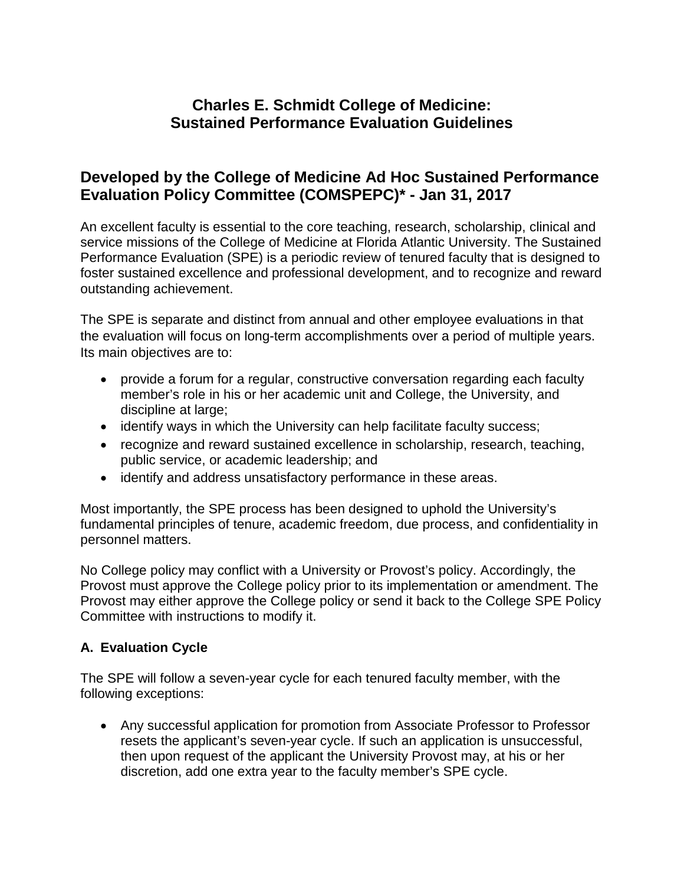# Charles E. Schmidt College of Medicine: Sustained Performance Evaluation Guidelines

## Developed by the College of Medicine Ad Hoc Sustained Performance Evaluation Policy Committee (COMSPEPC)* - Jan 31, 2017

An excellent faculty is essential to the core teaching, research, scholarship, clinical and service missions of the College of Medicine at Florida Atlantic University. The Sustained Performance Evaluation (SPE) is a periodic review of tenured faculty that is designed to foster sustained excellence and professional development, and to recognize and reward outstanding achievement.

The SPE is separate and distinct from annual and other employee evaluations in that the evaluation will focus on long-term accomplishments over a period of multiple years. Its main objectives are to:

- provide a forum for a regular, constructive conversation regarding each faculty member's role in his or her academic unit and College, the University, and discipline at large;
- identify ways in which the University can help facilitate faculty success;
- recognize and reward sustained excellence in scholarship, research, teaching, public service, or academic leadership; and
- identify and address unsatisfactory performance in these areas.

Most importantly, the SPE process has been designed to uphold the University's fundamental principles of tenure, academic freedom, due process, and confidentiality in personnel matters.

No College policy may conflict with a University or Provost's policy. Accordingly, the Provost must approve the College policy prior to its implementation or amendment. The Provost may either approve the College policy or send it back to the College SPE Policy Committee with instructions to modify it.

### A. Evaluation Cycle

The SPE will follow a seven-year cycle for each tenured faculty member, with the following exceptions:

- Any successful application for promotion from Associate Professor to Professor resets the applicant's seven-year cycle. If such an application is unsuccessful, then upon request of the applicant the University Provost may, at his or her discretion, add one extra year to the faculty member's SPE cycle.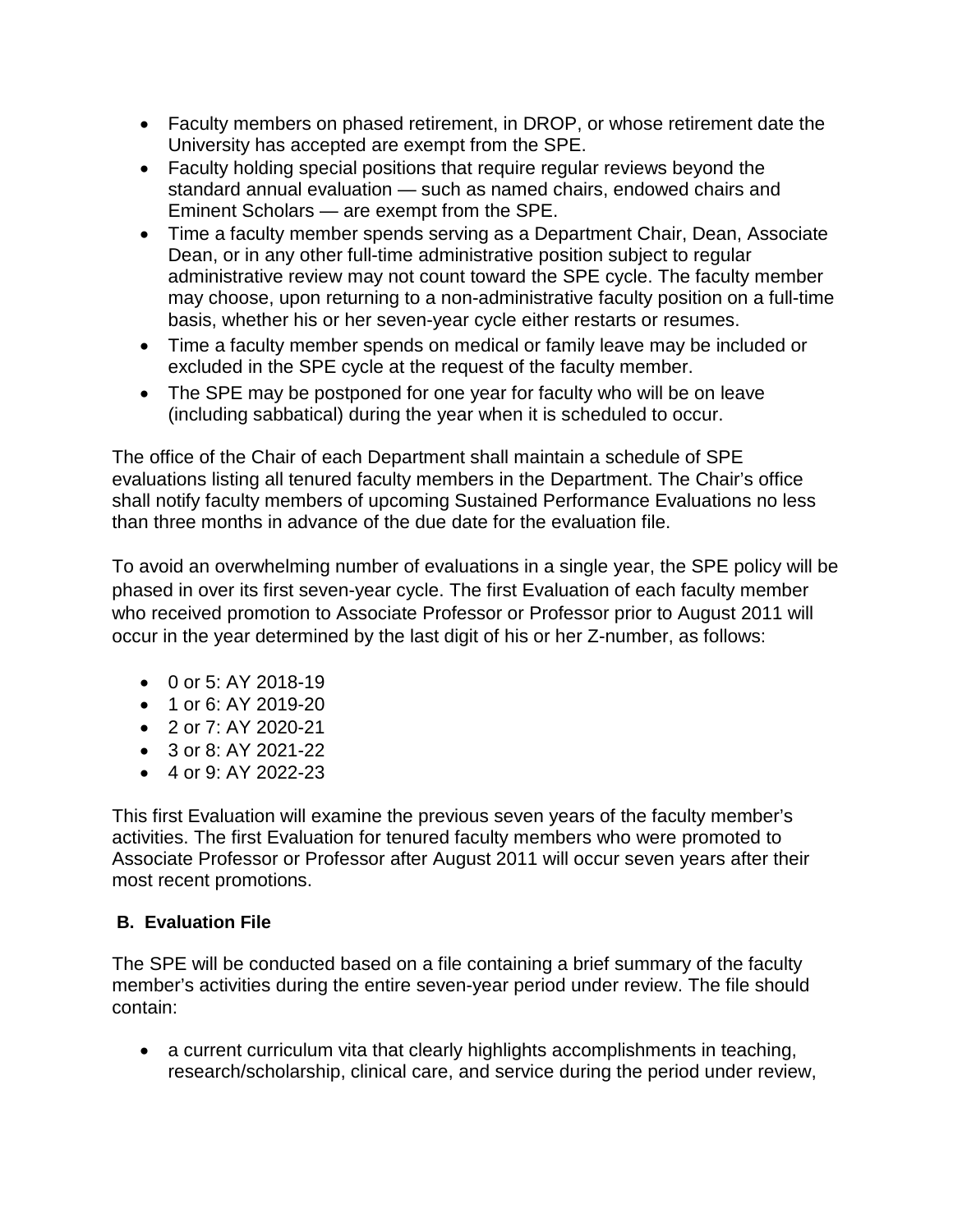- Faculty members on phased retirement, in DROP, or whose retirement date the University has accepted are exempt from the SPE.
- Faculty holding special positions that require regular reviews beyond the standard annual evaluation — such as named chairs, endowed chairs and Eminent Scholars — are exempt from the SPE.
- Time a faculty member spends serving as a Department Chair, Dean, Associate Dean, or in any other full-time administrative position subject to regular administrative review may not count toward the SPE cycle. The faculty member may choose, upon returning to a non-administrative faculty position on a full-time basis, whether his or her seven-year cycle either restarts or resumes.
- Time a faculty member spends on medical or family leave may be included or excluded in the SPE cycle at the request of the faculty member.
- The SPE may be postponed for one year for faculty who will be on leave (including sabbatical) during the year when it is scheduled to occur.

The office of the Chair of each Department shall maintain a schedule of SPE evaluations listing all tenured faculty members in the Department. The Chair's office shall notify faculty members of upcoming Sustained Performance Evaluations no less than three months in advance of the due date for the evaluation file.

To avoid an overwhelming number of evaluations in a single year, the SPE policy will be phased in over its first seven-year cycle. The first Evaluation of each faculty member who received promotion to Associate Professor or Professor prior to August 2011 will occur in the year determined by the last digit of his or her Z-number, as follows:

- 0 or 5: AY 2018-19
- 1 or 6: AY 2019-20
- 2 or 7: AY 2020-21
- 3 or 8: AY 2021-22
- 4 or 9: AY 2022-23

This first Evaluation will examine the previous seven years of the faculty member's activities. The first Evaluation for tenured faculty members who were promoted to Associate Professor or Professor after August 2011 will occur seven years after their most recent promotions.

**B. Evaluation File**

The SPE will be conducted based on a file containing a brief summary of the faculty member's activities during the entire seven-year period under review. The file should contain:

- a current curriculum vita that clearly highlights accomplishments in teaching, research/scholarship, clinical care, and service during the period under review,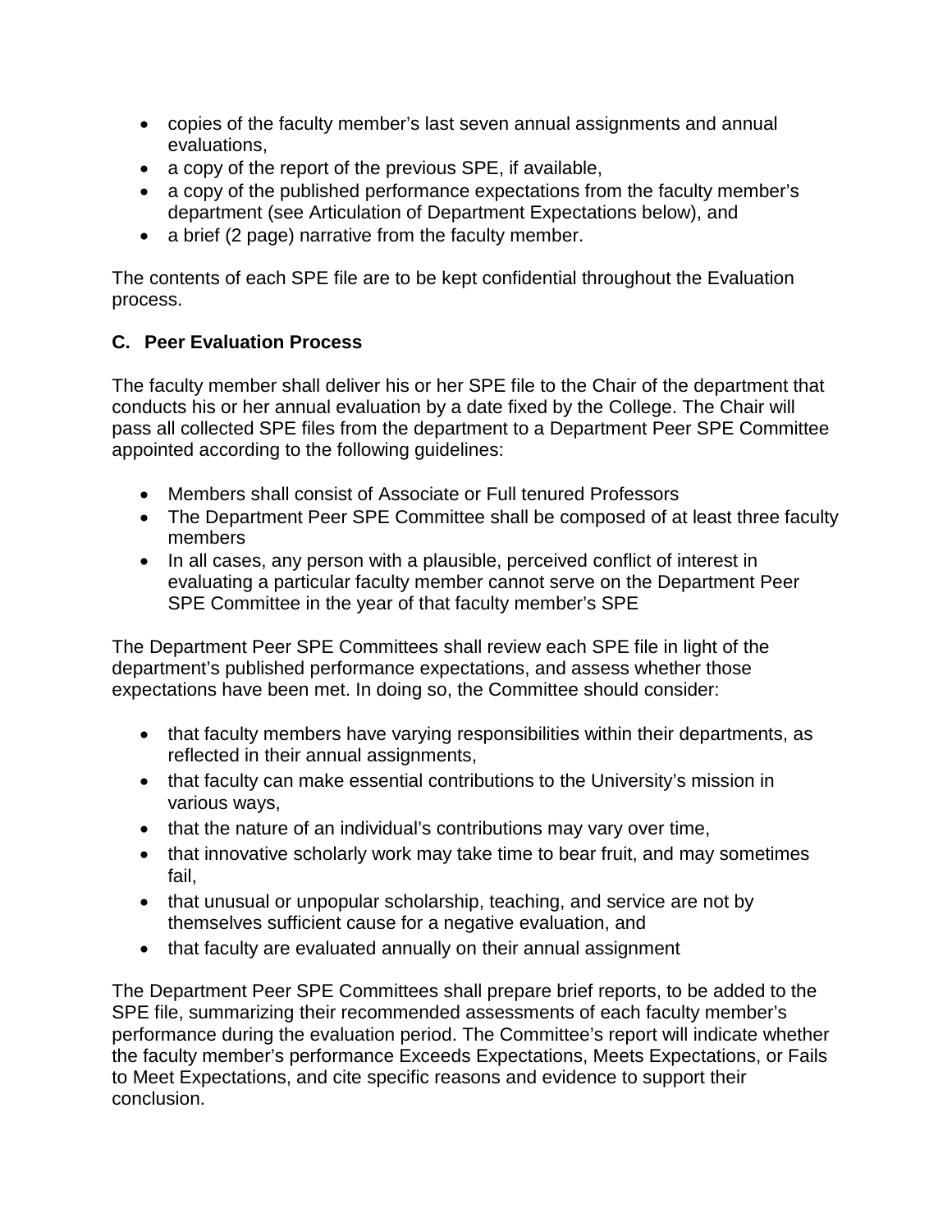- copies of the faculty member's last seven annual assignments and annual evaluations,
- a copy of the report of the previous SPE, if available,
- a copy of the published performance expectations from the faculty member's department (see Articulation of Department Expectations below), and
- a brief (2 page) narrative from the faculty member.

The contents of each SPE file are to be kept confidential throughout the Evaluation process.

### C. Peer Evaluation Process

The faculty member shall deliver his or her SPE file to the Chair of the department that conducts his or her annual evaluation by a date fixed by the College. The Chair will pass all collected SPE files from the department to a Department Peer SPE Committee appointed according to the following guidelines:

- Members shall consist of Associate or Full tenured Professors
- The Department Peer SPE Committee shall be composed of at least three faculty members
- In all cases, any person with a plausible, perceived conflict of interest in evaluating a particular faculty member cannot serve on the Department Peer SPE Committee in the year of that faculty member's SPE

The Department Peer SPE Committees shall review each SPE file in light of the department's published performance expectations, and assess whether those expectations have been met. In doing so, the Committee should consider:

- that faculty members have varying responsibilities within their departments, as reflected in their annual assignments,
- that faculty can make essential contributions to the University's mission in various ways,
- that the nature of an individual's contributions may vary over time,
- that innovative scholarly work may take time to bear fruit, and may sometimes fail,
- that unusual or unpopular scholarship, teaching, and service are not by themselves sufficient cause for a negative evaluation, and
- that faculty are evaluated annually on their annual assignment

The Department Peer SPE Committees shall prepare brief reports, to be added to the SPE file, summarizing their recommended assessments of each faculty member's performance during the evaluation period. The Committee's report will indicate whether the faculty member's performance Exceeds Expectations, Meets Expectations, or Fails to Meet Expectations, and cite specific reasons and evidence to support their conclusion.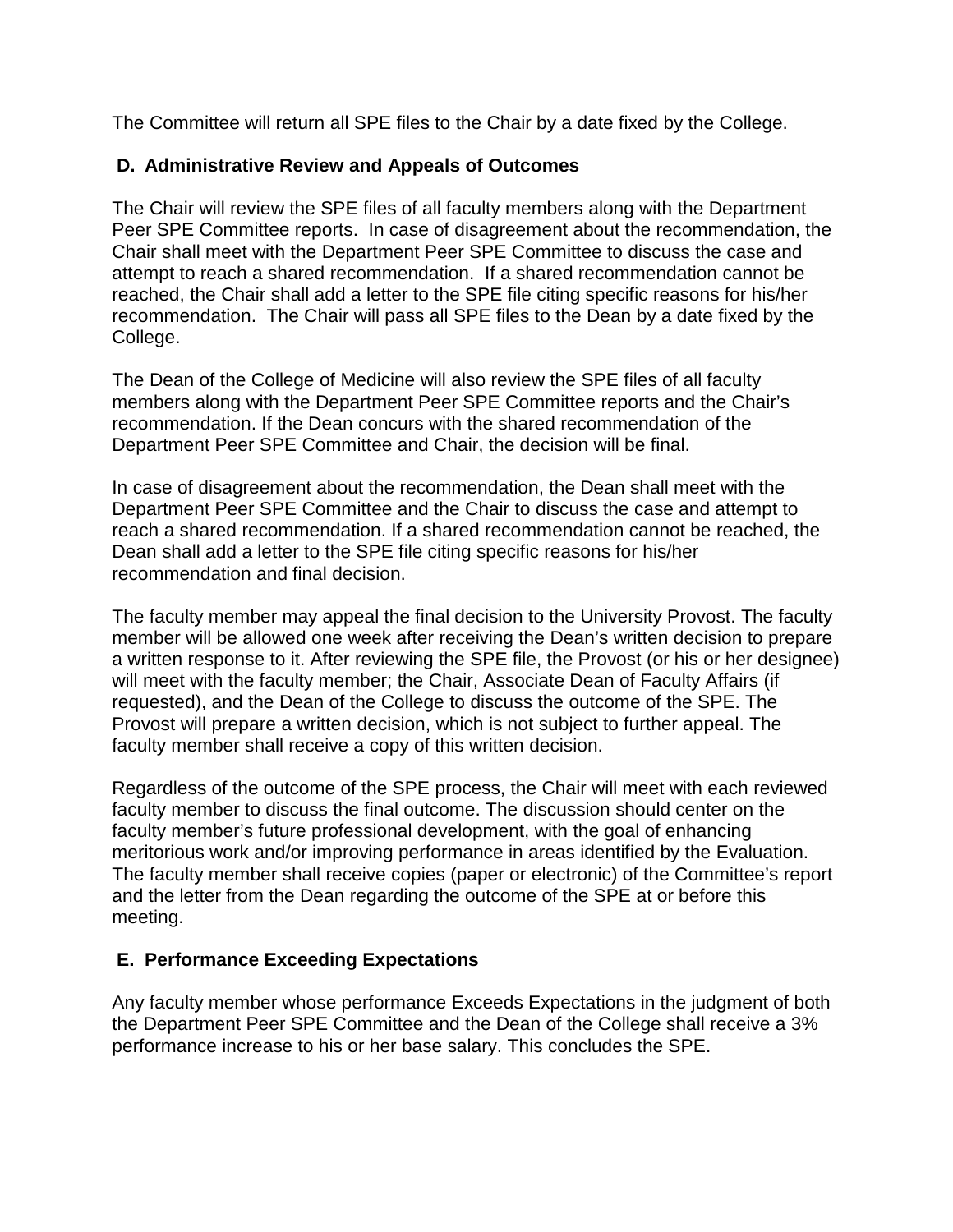The Committee will return all SPE files to the Chair by a date fixed by the College.

## D. Administrative Review and Appeals of Outcomes

The Chair will review the SPE files of all faculty members along with the Department Peer SPE Committee reports. In case of disagreement about the recommendation, the Chair shall meet with the Department Peer SPE Committee to discuss the case and attempt to reach a shared recommendation. If a shared recommendation cannot be reached, the Chair shall add a letter to the SPE file citing specific reasons for his/her recommendation. The Chair will pass all SPE files to the Dean by a date fixed by the College.

The Dean of the College of Medicine will also review the SPE files of all faculty members along with the Department Peer SPE Committee reports and the Chair's recommendation. If the Dean concurs with the shared recommendation of the Department Peer SPE Committee and Chair, the decision will be final.

In case of disagreement about the recommendation, the Dean shall meet with the Department Peer SPE Committee and the Chair to discuss the case and attempt to reach a shared recommendation. If a shared recommendation cannot be reached, the Dean shall add a letter to the SPE file citing specific reasons for his/her recommendation and final decision.

The faculty member may appeal the final decision to the University Provost. The faculty member will be allowed one week after receiving the Dean's written decision to prepare a written response to it. After reviewing the SPE file, the Provost (or his or her designee) will meet with the faculty member; the Chair, Associate Dean of Faculty Affairs (if requested), and the Dean of the College to discuss the outcome of the SPE. The Provost will prepare a written decision, which is not subject to further appeal. The faculty member shall receive a copy of this written decision.

Regardless of the outcome of the SPE process, the Chair will meet with each reviewed faculty member to discuss the final outcome. The discussion should center on the faculty member's future professional development, with the goal of enhancing meritorious work and/or improving performance in areas identified by the Evaluation. The faculty member shall receive copies (paper or electronic) of the Committee's report and the letter from the Dean regarding the outcome of the SPE at or before this meeting.

## E. Performance Exceeding Expectations

Any faculty member whose performance Exceeds Expectations in the judgment of both the Department Peer SPE Committee and the Dean of the College shall receive a 3% performance increase to his or her base salary. This concludes the SPE.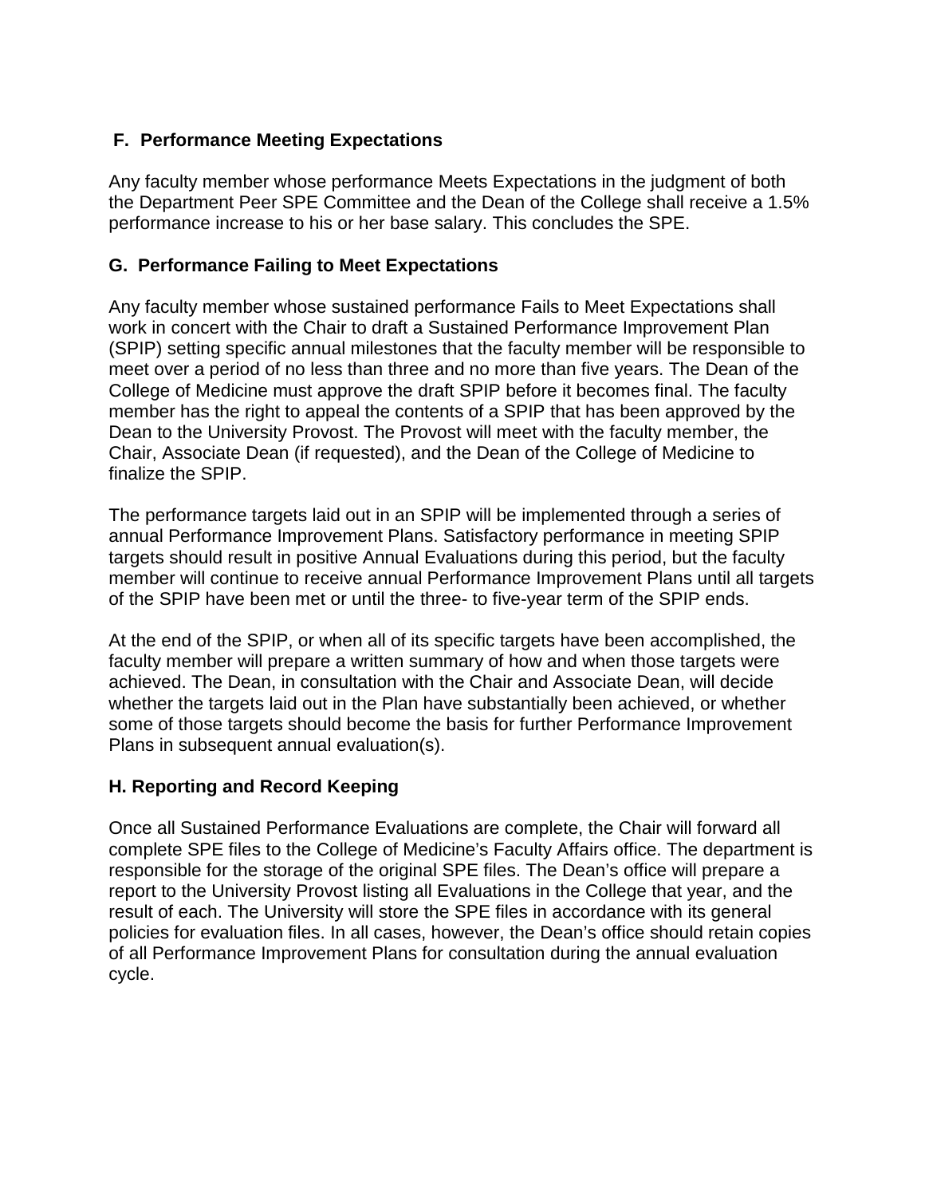## F. Performance Meeting Expectations

Any faculty member whose performance Meets Expectations in the judgment of both the Department Peer SPE Committee and the Dean of the College shall receive a 1.5% performance increase to his or her base salary. This concludes the SPE.

## G. Performance Failing to Meet Expectations

Any faculty member whose sustained performance Fails to Meet Expectations shall work in concert with the Chair to draft a Sustained Performance Improvement Plan (SPIP) setting specific annual milestones that the faculty member will be responsible to meet over a period of no less than three and no more than five years. The Dean of the College of Medicine must approve the draft SPIP before it becomes final. The faculty member has the right to appeal the contents of a SPIP that has been approved by the Dean to the University Provost. The Provost will meet with the faculty member, the Chair, Associate Dean (if requested), and the Dean of the College of Medicine to finalize the SPIP.

The performance targets laid out in an SPIP will be implemented through a series of annual Performance Improvement Plans. Satisfactory performance in meeting SPIP targets should result in positive Annual Evaluations during this period, but the faculty member will continue to receive annual Performance Improvement Plans until all targets of the SPIP have been met or until the three- to five-year term of the SPIP ends.

At the end of the SPIP, or when all of its specific targets have been accomplished, the faculty member will prepare a written summary of how and when those targets were achieved. The Dean, in consultation with the Chair and Associate Dean, will decide whether the targets laid out in the Plan have substantially been achieved, or whether some of those targets should become the basis for further Performance Improvement Plans in subsequent annual evaluation(s).

## H. Reporting and Record Keeping

Once all Sustained Performance Evaluations are complete, the Chair will forward all complete SPE files to the College of Medicine's Faculty Affairs office. The department is responsible for the storage of the original SPE files. The Dean's office will prepare a report to the University Provost listing all Evaluations in the College that year, and the result of each. The University will store the SPE files in accordance with its general policies for evaluation files. In all cases, however, the Dean's office should retain copies of all Performance Improvement Plans for consultation during the annual evaluation cycle.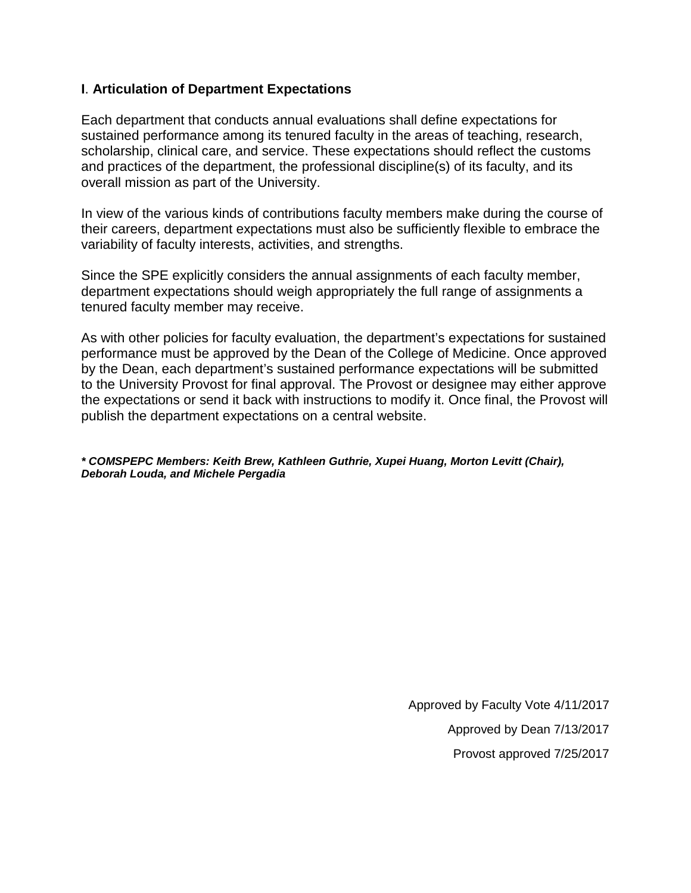**I**. **Articulation of Department Expectations**

Each department that conducts annual evaluations shall define expectations for sustained performance among its tenured faculty in the areas of teaching, research, scholarship, clinical care, and service. These expectations should reflect the customs and practices of the department, the professional discipline(s) of its faculty, and its overall mission as part of the University.

In view of the various kinds of contributions faculty members make during the course of their careers, department expectations must also be sufficiently flexible to embrace the variability of faculty interests, activities, and strengths.

Since the SPE explicitly considers the annual assignments of each faculty member, department expectations should weigh appropriately the full range of assignments a tenured faculty member may receive.

As with other policies for faculty evaluation, the department's expectations for sustained performance must be approved by the Dean of the College of Medicine. Once approved by the Dean, each department's sustained performance expectations will be submitted to the University Provost for final approval. The Provost or designee may either approve the expectations or send it back with instructions to modify it. Once final, the Provost will publish the department expectations on a central website.

***\* COMSPEPC Members: Keith Brew, Kathleen Guthrie, Xupei Huang, Morton Levitt (Chair), Deborah Louda, and Michele Pergadia***

Approved by Faculty Vote 4/11/2017

Approved by Dean 7/13/2017

Provost approved 7/25/2017